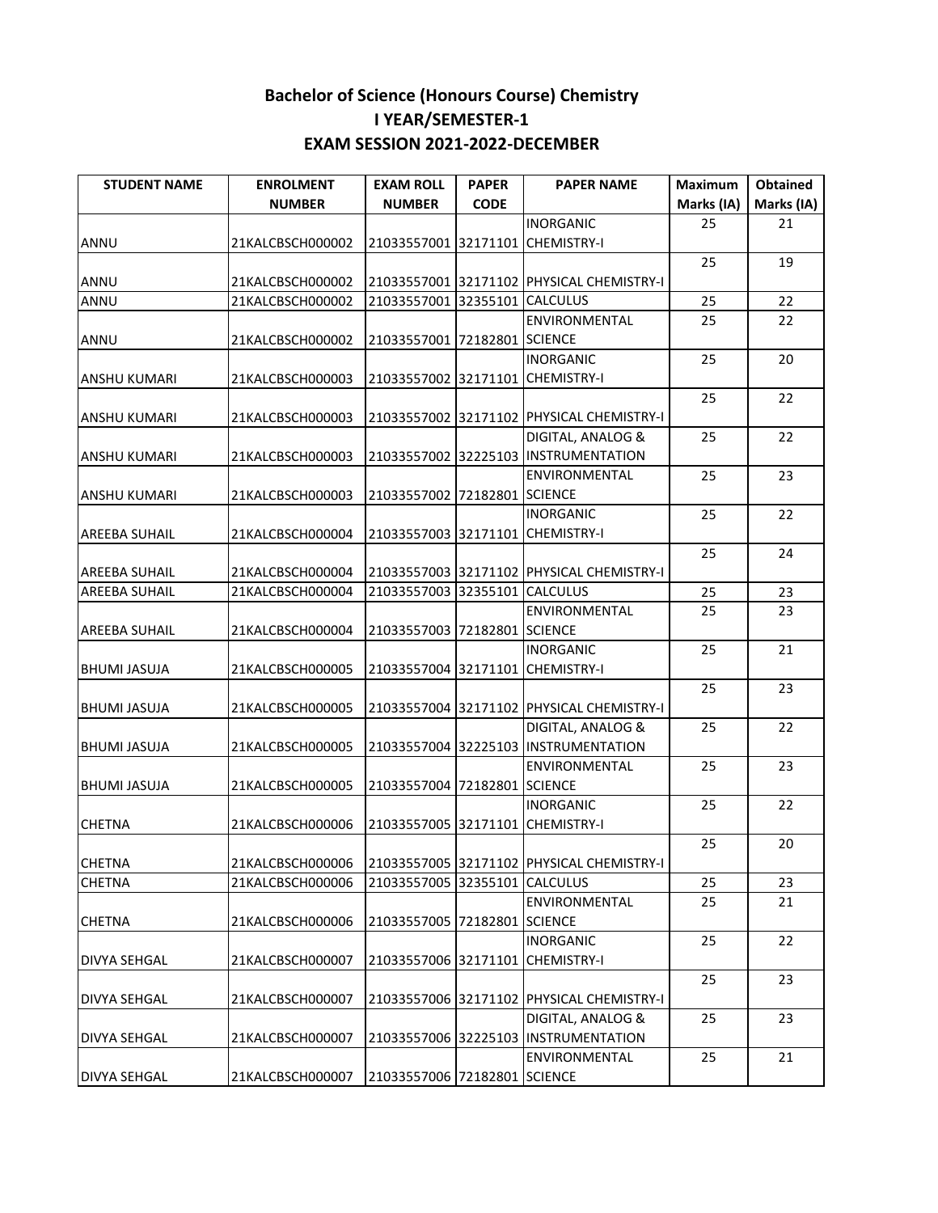# Bachelor of Science (Honours Course) Chemistry

## I YEAR/SEMESTER-1

## EXAM SESSION 2021-2022-DECEMBER

| STUDENT NAME | ENROLMENT NUMBER | EXAM ROLL NUMBER | PAPER CODE | PAPER NAME | Maximum Marks (IA) | Obtained Marks (IA) |
|---|---|---|---|---|---|---|
| ANNU | 21KALCBSCH000002 | 21033557001 | 32171101 | INORGANIC CHEMISTRY-I | 25 | 21 |
| ANNU | 21KALCBSCH000002 | 21033557001 | 32171102 | PHYSICAL CHEMISTRY-I | 25 | 19 |
| ANNU | 21KALCBSCH000002 | 21033557001 | 32355101 | CALCULUS | 25 | 22 |
| ANNU | 21KALCBSCH000002 | 21033557001 | 72182801 | ENVIRONMENTAL SCIENCE | 25 | 22 |
| ANSHU KUMARI | 21KALCBSCH000003 | 21033557002 | 32171101 | INORGANIC CHEMISTRY-I | 25 | 20 |
| ANSHU KUMARI | 21KALCBSCH000003 | 21033557002 | 32171102 | PHYSICAL CHEMISTRY-I | 25 | 22 |
| ANSHU KUMARI | 21KALCBSCH000003 | 21033557002 | 32225103 | DIGITAL, ANALOG & INSTRUMENTATION | 25 | 22 |
| ANSHU KUMARI | 21KALCBSCH000003 | 21033557002 | 72182801 | ENVIRONMENTAL SCIENCE | 25 | 23 |
| AREEBA SUHAIL | 21KALCBSCH000004 | 21033557003 | 32171101 | INORGANIC CHEMISTRY-I | 25 | 22 |
| AREEBA SUHAIL | 21KALCBSCH000004 | 21033557003 | 32171102 | PHYSICAL CHEMISTRY-I | 25 | 24 |
| AREEBA SUHAIL | 21KALCBSCH000004 | 21033557003 | 32355101 | CALCULUS | 25 | 23 |
| AREEBA SUHAIL | 21KALCBSCH000004 | 21033557003 | 72182801 | ENVIRONMENTAL SCIENCE | 25 | 23 |
| BHUMI JASUJA | 21KALCBSCH000005 | 21033557004 | 32171101 | INORGANIC CHEMISTRY-I | 25 | 21 |
| BHUMI JASUJA | 21KALCBSCH000005 | 21033557004 | 32171102 | PHYSICAL CHEMISTRY-I | 25 | 23 |
| BHUMI JASUJA | 21KALCBSCH000005 | 21033557004 | 32225103 | DIGITAL, ANALOG & INSTRUMENTATION | 25 | 22 |
| BHUMI JASUJA | 21KALCBSCH000005 | 21033557004 | 72182801 | ENVIRONMENTAL SCIENCE | 25 | 23 |
| CHETNA | 21KALCBSCH000006 | 21033557005 | 32171101 | INORGANIC CHEMISTRY-I | 25 | 22 |
| CHETNA | 21KALCBSCH000006 | 21033557005 | 32171102 | PHYSICAL CHEMISTRY-I | 25 | 20 |
| CHETNA | 21KALCBSCH000006 | 21033557005 | 32355101 | CALCULUS | 25 | 23 |
| CHETNA | 21KALCBSCH000006 | 21033557005 | 72182801 | ENVIRONMENTAL SCIENCE | 25 | 21 |
| DIVYA SEHGAL | 21KALCBSCH000007 | 21033557006 | 32171101 | INORGANIC CHEMISTRY-I | 25 | 22 |
| DIVYA SEHGAL | 21KALCBSCH000007 | 21033557006 | 32171102 | PHYSICAL CHEMISTRY-I | 25 | 23 |
| DIVYA SEHGAL | 21KALCBSCH000007 | 21033557006 | 32225103 | DIGITAL, ANALOG & INSTRUMENTATION | 25 | 23 |
| DIVYA SEHGAL | 21KALCBSCH000007 | 21033557006 | 72182801 | ENVIRONMENTAL SCIENCE | 25 | 21 |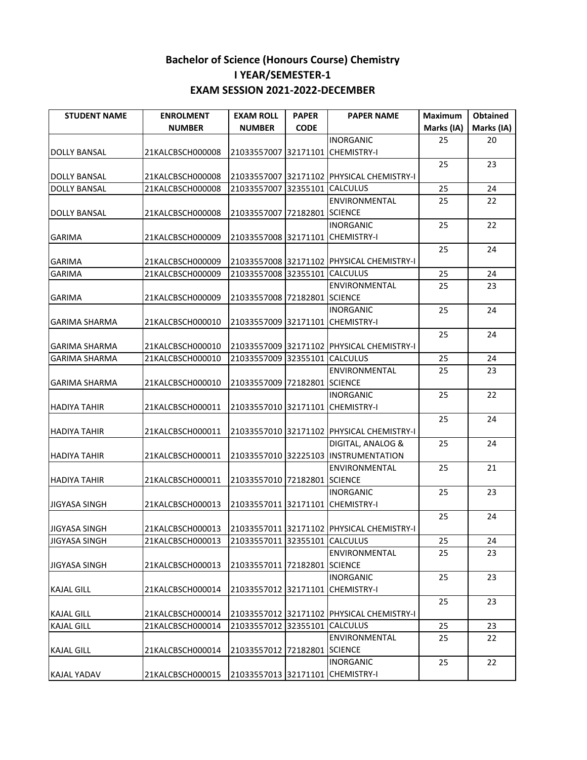**Bachelor of Science (Honours Course) Chemistry**
**I YEAR/SEMESTER-1**
**EXAM SESSION 2021-2022-DECEMBER**

| STUDENT NAME | ENROLMENT NUMBER | EXAM ROLL NUMBER | PAPER CODE | PAPER NAME | Maximum Marks (IA) | Obtained Marks (IA) |
|---|---|---|---|---|---|---|
| DOLLY BANSAL | 21KALCBSCH000008 | 21033557007 | 32171101 | INORGANIC CHEMISTRY-I | 25 | 20 |
| DOLLY BANSAL | 21KALCBSCH000008 | 21033557007 | 32171102 | PHYSICAL CHEMISTRY-I | 25 | 23 |
| DOLLY BANSAL | 21KALCBSCH000008 | 21033557007 | 32355101 | CALCULUS | 25 | 24 |
| DOLLY BANSAL | 21KALCBSCH000008 | 21033557007 | 72182801 | ENVIRONMENTAL SCIENCE | 25 | 22 |
| GARIMA | 21KALCBSCH000009 | 21033557008 | 32171101 | INORGANIC CHEMISTRY-I | 25 | 22 |
| GARIMA | 21KALCBSCH000009 | 21033557008 | 32171102 | PHYSICAL CHEMISTRY-I | 25 | 24 |
| GARIMA | 21KALCBSCH000009 | 21033557008 | 32355101 | CALCULUS | 25 | 24 |
| GARIMA | 21KALCBSCH000009 | 21033557008 | 72182801 | ENVIRONMENTAL SCIENCE | 25 | 23 |
| GARIMA SHARMA | 21KALCBSCH000010 | 21033557009 | 32171101 | INORGANIC CHEMISTRY-I | 25 | 24 |
| GARIMA SHARMA | 21KALCBSCH000010 | 21033557009 | 32171102 | PHYSICAL CHEMISTRY-I | 25 | 24 |
| GARIMA SHARMA | 21KALCBSCH000010 | 21033557009 | 32355101 | CALCULUS | 25 | 24 |
| GARIMA SHARMA | 21KALCBSCH000010 | 21033557009 | 72182801 | ENVIRONMENTAL SCIENCE | 25 | 23 |
| HADIYA TAHIR | 21KALCBSCH000011 | 21033557010 | 32171101 | INORGANIC CHEMISTRY-I | 25 | 22 |
| HADIYA TAHIR | 21KALCBSCH000011 | 21033557010 | 32171102 | PHYSICAL CHEMISTRY-I | 25 | 24 |
| HADIYA TAHIR | 21KALCBSCH000011 | 21033557010 | 32225103 | DIGITAL, ANALOG & INSTRUMENTATION | 25 | 24 |
| HADIYA TAHIR | 21KALCBSCH000011 | 21033557010 | 72182801 | ENVIRONMENTAL SCIENCE | 25 | 21 |
| JIGYASA SINGH | 21KALCBSCH000013 | 21033557011 | 32171101 | INORGANIC CHEMISTRY-I | 25 | 23 |
| JIGYASA SINGH | 21KALCBSCH000013 | 21033557011 | 32171102 | PHYSICAL CHEMISTRY-I | 25 | 24 |
| JIGYASA SINGH | 21KALCBSCH000013 | 21033557011 | 32355101 | CALCULUS | 25 | 24 |
| JIGYASA SINGH | 21KALCBSCH000013 | 21033557011 | 72182801 | ENVIRONMENTAL SCIENCE | 25 | 23 |
| KAJAL GILL | 21KALCBSCH000014 | 21033557012 | 32171101 | INORGANIC CHEMISTRY-I | 25 | 23 |
| KAJAL GILL | 21KALCBSCH000014 | 21033557012 | 32171102 | PHYSICAL CHEMISTRY-I | 25 | 23 |
| KAJAL GILL | 21KALCBSCH000014 | 21033557012 | 32355101 | CALCULUS | 25 | 23 |
| KAJAL GILL | 21KALCBSCH000014 | 21033557012 | 72182801 | ENVIRONMENTAL SCIENCE | 25 | 22 |
| KAJAL YADAV | 21KALCBSCH000015 | 21033557013 | 32171101 | INORGANIC CHEMISTRY-I | 25 | 22 |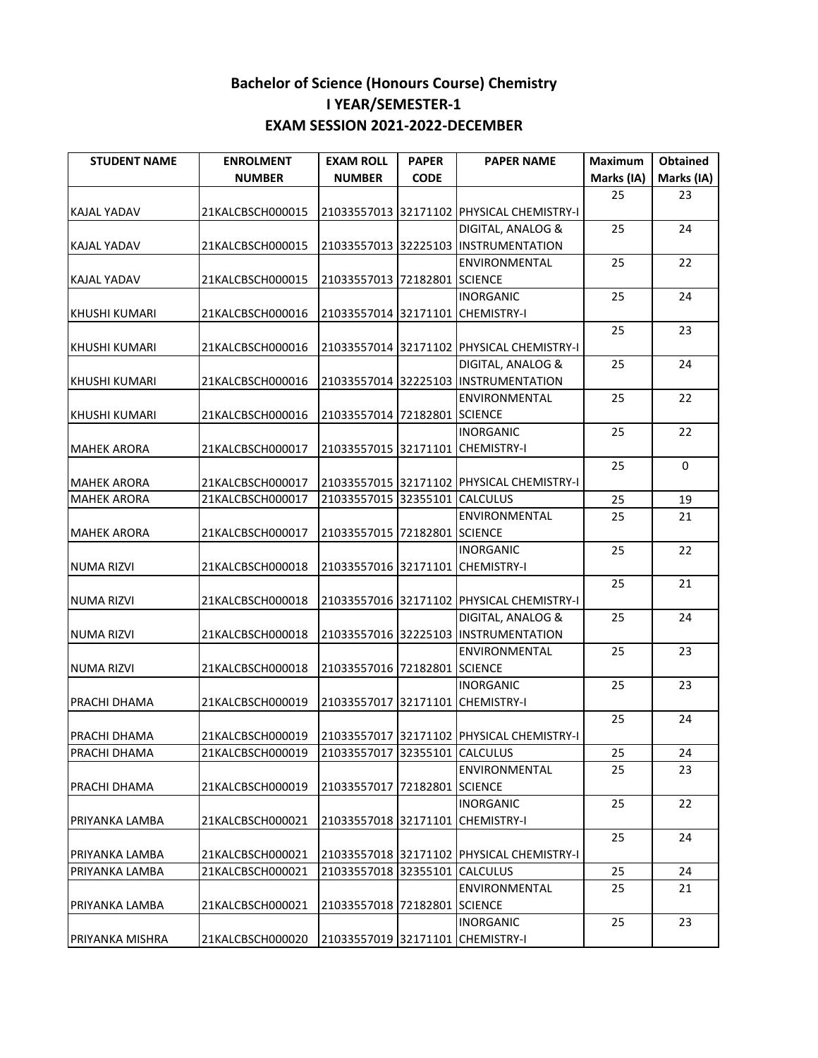# Bachelor of Science (Honours Course) Chemistry
## I YEAR/SEMESTER-1
## EXAM SESSION 2021-2022-DECEMBER

| STUDENT NAME | ENROLMENT NUMBER | EXAM ROLL NUMBER | PAPER CODE | PAPER NAME | Maximum Marks (IA) | Obtained Marks (IA) |
|---|---|---|---|---|---|---|
| KAJAL YADAV | 21KALCBSCH000015 | 21033557013 | 32171102 | PHYSICAL CHEMISTRY-I | 25 | 23 |
| KAJAL YADAV | 21KALCBSCH000015 | 21033557013 | 32225103 | DIGITAL, ANALOG & INSTRUMENTATION | 25 | 24 |
| KAJAL YADAV | 21KALCBSCH000015 | 21033557013 | 72182801 | ENVIRONMENTAL SCIENCE | 25 | 22 |
| KHUSHI KUMARI | 21KALCBSCH000016 | 21033557014 | 32171101 | INORGANIC CHEMISTRY-I | 25 | 24 |
| KHUSHI KUMARI | 21KALCBSCH000016 | 21033557014 | 32171102 | PHYSICAL CHEMISTRY-I | 25 | 23 |
| KHUSHI KUMARI | 21KALCBSCH000016 | 21033557014 | 32225103 | DIGITAL, ANALOG & INSTRUMENTATION | 25 | 24 |
| KHUSHI KUMARI | 21KALCBSCH000016 | 21033557014 | 72182801 | ENVIRONMENTAL SCIENCE | 25 | 22 |
| MAHEK ARORA | 21KALCBSCH000017 | 21033557015 | 32171101 | INORGANIC CHEMISTRY-I | 25 | 22 |
| MAHEK ARORA | 21KALCBSCH000017 | 21033557015 | 32171102 | PHYSICAL CHEMISTRY-I | 25 | 0 |
| MAHEK ARORA | 21KALCBSCH000017 | 21033557015 | 32355101 | CALCULUS | 25 | 19 |
| MAHEK ARORA | 21KALCBSCH000017 | 21033557015 | 72182801 | ENVIRONMENTAL SCIENCE | 25 | 21 |
| NUMA RIZVI | 21KALCBSCH000018 | 21033557016 | 32171101 | INORGANIC CHEMISTRY-I | 25 | 22 |
| NUMA RIZVI | 21KALCBSCH000018 | 21033557016 | 32171102 | PHYSICAL CHEMISTRY-I | 25 | 21 |
| NUMA RIZVI | 21KALCBSCH000018 | 21033557016 | 32225103 | DIGITAL, ANALOG & INSTRUMENTATION | 25 | 24 |
| NUMA RIZVI | 21KALCBSCH000018 | 21033557016 | 72182801 | ENVIRONMENTAL SCIENCE | 25 | 23 |
| PRACHI DHAMA | 21KALCBSCH000019 | 21033557017 | 32171101 | INORGANIC CHEMISTRY-I | 25 | 23 |
| PRACHI DHAMA | 21KALCBSCH000019 | 21033557017 | 32171102 | PHYSICAL CHEMISTRY-I | 25 | 24 |
| PRACHI DHAMA | 21KALCBSCH000019 | 21033557017 | 32355101 | CALCULUS | 25 | 24 |
| PRACHI DHAMA | 21KALCBSCH000019 | 21033557017 | 72182801 | ENVIRONMENTAL SCIENCE | 25 | 23 |
| PRIYANKA LAMBA | 21KALCBSCH000021 | 21033557018 | 32171101 | INORGANIC CHEMISTRY-I | 25 | 22 |
| PRIYANKA LAMBA | 21KALCBSCH000021 | 21033557018 | 32171102 | PHYSICAL CHEMISTRY-I | 25 | 24 |
| PRIYANKA LAMBA | 21KALCBSCH000021 | 21033557018 | 32355101 | CALCULUS | 25 | 24 |
| PRIYANKA LAMBA | 21KALCBSCH000021 | 21033557018 | 72182801 | ENVIRONMENTAL SCIENCE | 25 | 21 |
| PRIYANKA MISHRA | 21KALCBSCH000020 | 21033557019 | 32171101 | INORGANIC CHEMISTRY-I | 25 | 23 |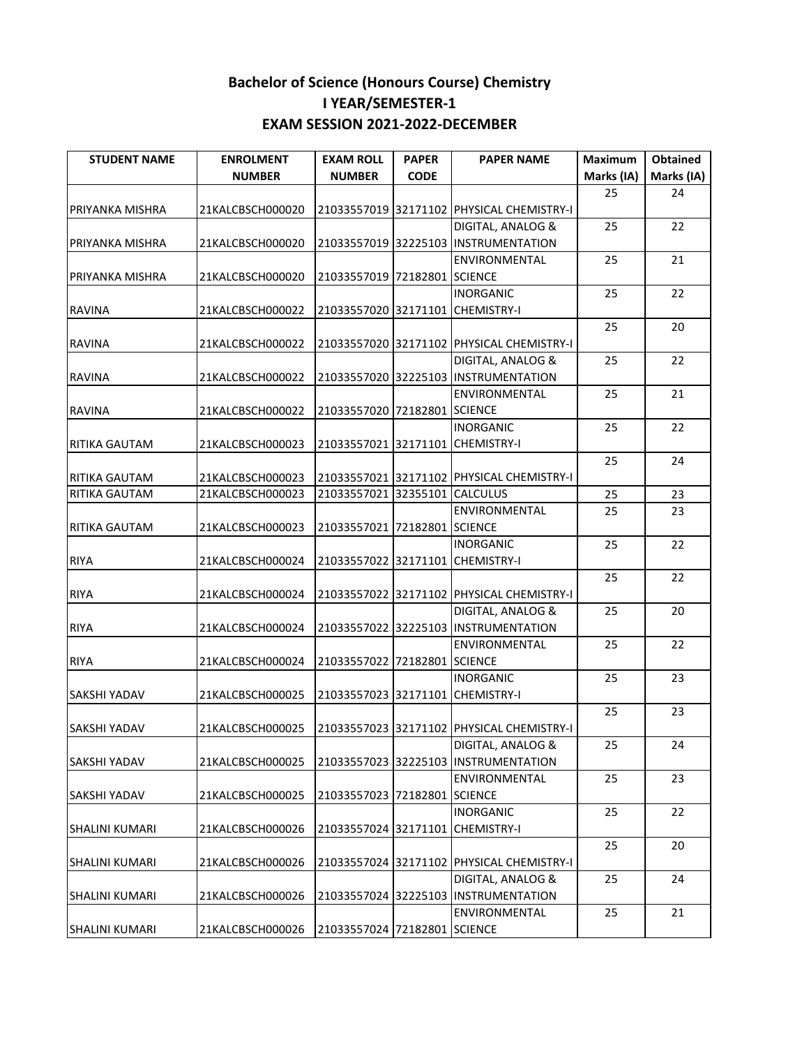**Bachelor of Science (Honours Course) Chemistry**
**I YEAR/SEMESTER-1**
**EXAM SESSION 2021-2022-DECEMBER**

| STUDENT NAME | ENROLMENT NUMBER | EXAM ROLL NUMBER | PAPER CODE | PAPER NAME | Maximum Marks (IA) | Obtained Marks (IA) |
|---|---|---|---|---|---|---|
| PRIYANKA MISHRA | 21KALCBSCH000020 | 21033557019 | 32171102 | PHYSICAL CHEMISTRY-I | 25 | 24 |
| PRIYANKA MISHRA | 21KALCBSCH000020 | 21033557019 | 32225103 | DIGITAL, ANALOG & INSTRUMENTATION | 25 | 22 |
| PRIYANKA MISHRA | 21KALCBSCH000020 | 21033557019 | 72182801 | ENVIRONMENTAL SCIENCE | 25 | 21 |
| RAVINA | 21KALCBSCH000022 | 21033557020 | 32171101 | INORGANIC CHEMISTRY-I | 25 | 22 |
| RAVINA | 21KALCBSCH000022 | 21033557020 | 32171102 | PHYSICAL CHEMISTRY-I | 25 | 20 |
| RAVINA | 21KALCBSCH000022 | 21033557020 | 32225103 | DIGITAL, ANALOG & INSTRUMENTATION | 25 | 22 |
| RAVINA | 21KALCBSCH000022 | 21033557020 | 72182801 | ENVIRONMENTAL SCIENCE | 25 | 21 |
| RITIKA GAUTAM | 21KALCBSCH000023 | 21033557021 | 32171101 | INORGANIC CHEMISTRY-I | 25 | 22 |
| RITIKA GAUTAM | 21KALCBSCH000023 | 21033557021 | 32171102 | PHYSICAL CHEMISTRY-I | 25 | 24 |
| RITIKA GAUTAM | 21KALCBSCH000023 | 21033557021 | 32355101 | CALCULUS | 25 | 23 |
| RITIKA GAUTAM | 21KALCBSCH000023 | 21033557021 | 72182801 | ENVIRONMENTAL SCIENCE | 25 | 23 |
| RIYA | 21KALCBSCH000024 | 21033557022 | 32171101 | INORGANIC CHEMISTRY-I | 25 | 22 |
| RIYA | 21KALCBSCH000024 | 21033557022 | 32171102 | PHYSICAL CHEMISTRY-I | 25 | 22 |
| RIYA | 21KALCBSCH000024 | 21033557022 | 32225103 | DIGITAL, ANALOG & INSTRUMENTATION | 25 | 20 |
| RIYA | 21KALCBSCH000024 | 21033557022 | 72182801 | ENVIRONMENTAL SCIENCE | 25 | 22 |
| SAKSHI YADAV | 21KALCBSCH000025 | 21033557023 | 32171101 | INORGANIC CHEMISTRY-I | 25 | 23 |
| SAKSHI YADAV | 21KALCBSCH000025 | 21033557023 | 32171102 | PHYSICAL CHEMISTRY-I | 25 | 23 |
| SAKSHI YADAV | 21KALCBSCH000025 | 21033557023 | 32225103 | DIGITAL, ANALOG & INSTRUMENTATION | 25 | 24 |
| SAKSHI YADAV | 21KALCBSCH000025 | 21033557023 | 72182801 | ENVIRONMENTAL SCIENCE | 25 | 23 |
| SHALINI KUMARI | 21KALCBSCH000026 | 21033557024 | 32171101 | INORGANIC CHEMISTRY-I | 25 | 22 |
| SHALINI KUMARI | 21KALCBSCH000026 | 21033557024 | 32171102 | PHYSICAL CHEMISTRY-I | 25 | 20 |
| SHALINI KUMARI | 21KALCBSCH000026 | 21033557024 | 32225103 | DIGITAL, ANALOG & INSTRUMENTATION | 25 | 24 |
| SHALINI KUMARI | 21KALCBSCH000026 | 21033557024 | 72182801 | ENVIRONMENTAL SCIENCE | 25 | 21 |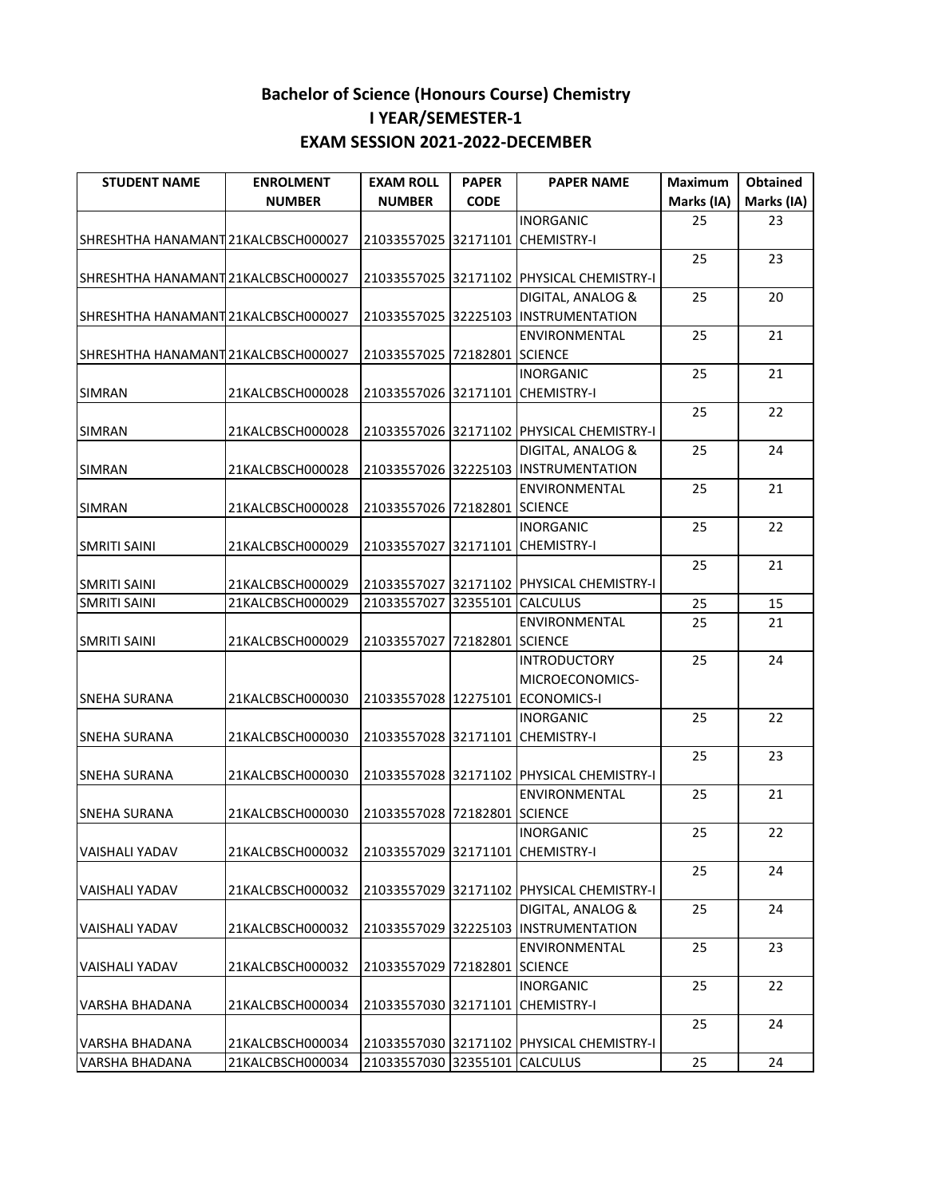## Bachelor of Science (Honours Course) Chemistry
## I YEAR/SEMESTER-1
## EXAM SESSION 2021-2022-DECEMBER

| STUDENT NAME | ENROLMENT NUMBER | EXAM ROLL NUMBER | PAPER CODE | PAPER NAME | Maximum Marks (IA) | Obtained Marks (IA) |
|---|---|---|---|---|---|---|
| SHRESHTHA HANAMANT | 21KALCBSCH000027 | 21033557025 | 32171101 | INORGANIC CHEMISTRY-I | 25 | 23 |
| SHRESHTHA HANAMANT | 21KALCBSCH000027 | 21033557025 | 32171102 | PHYSICAL CHEMISTRY-I | 25 | 23 |
| SHRESHTHA HANAMANT | 21KALCBSCH000027 | 21033557025 | 32225103 | DIGITAL, ANALOG & INSTRUMENTATION | 25 | 20 |
| SHRESHTHA HANAMANT | 21KALCBSCH000027 | 21033557025 | 72182801 | ENVIRONMENTAL SCIENCE | 25 | 21 |
| SIMRAN | 21KALCBSCH000028 | 21033557026 | 32171101 | INORGANIC CHEMISTRY-I | 25 | 21 |
| SIMRAN | 21KALCBSCH000028 | 21033557026 | 32171102 | PHYSICAL CHEMISTRY-I | 25 | 22 |
| SIMRAN | 21KALCBSCH000028 | 21033557026 | 32225103 | DIGITAL, ANALOG & INSTRUMENTATION | 25 | 24 |
| SIMRAN | 21KALCBSCH000028 | 21033557026 | 72182801 | ENVIRONMENTAL SCIENCE | 25 | 21 |
| SMRITI SAINI | 21KALCBSCH000029 | 21033557027 | 32171101 | INORGANIC CHEMISTRY-I | 25 | 22 |
| SMRITI SAINI | 21KALCBSCH000029 | 21033557027 | 32171102 | PHYSICAL CHEMISTRY-I | 25 | 21 |
| SMRITI SAINI | 21KALCBSCH000029 | 21033557027 | 32355101 | CALCULUS | 25 | 15 |
| SMRITI SAINI | 21KALCBSCH000029 | 21033557027 | 72182801 | ENVIRONMENTAL SCIENCE | 25 | 21 |
| SNEHA SURANA | 21KALCBSCH000030 | 21033557028 | 12275101 | INTRODUCTORY MICROECONOMICS-ECONOMICS-I | 25 | 24 |
| SNEHA SURANA | 21KALCBSCH000030 | 21033557028 | 32171101 | INORGANIC CHEMISTRY-I | 25 | 22 |
| SNEHA SURANA | 21KALCBSCH000030 | 21033557028 | 32171102 | PHYSICAL CHEMISTRY-I | 25 | 23 |
| SNEHA SURANA | 21KALCBSCH000030 | 21033557028 | 72182801 | ENVIRONMENTAL SCIENCE | 25 | 21 |
| VAISHALI YADAV | 21KALCBSCH000032 | 21033557029 | 32171101 | INORGANIC CHEMISTRY-I | 25 | 22 |
| VAISHALI YADAV | 21KALCBSCH000032 | 21033557029 | 32171102 | PHYSICAL CHEMISTRY-I | 25 | 24 |
| VAISHALI YADAV | 21KALCBSCH000032 | 21033557029 | 32225103 | DIGITAL, ANALOG & INSTRUMENTATION | 25 | 24 |
| VAISHALI YADAV | 21KALCBSCH000032 | 21033557029 | 72182801 | ENVIRONMENTAL SCIENCE | 25 | 23 |
| VARSHA BHADANA | 21KALCBSCH000034 | 21033557030 | 32171101 | INORGANIC CHEMISTRY-I | 25 | 22 |
| VARSHA BHADANA | 21KALCBSCH000034 | 21033557030 | 32171102 | PHYSICAL CHEMISTRY-I | 25 | 24 |
| VARSHA BHADANA | 21KALCBSCH000034 | 21033557030 | 32355101 | CALCULUS | 25 | 24 |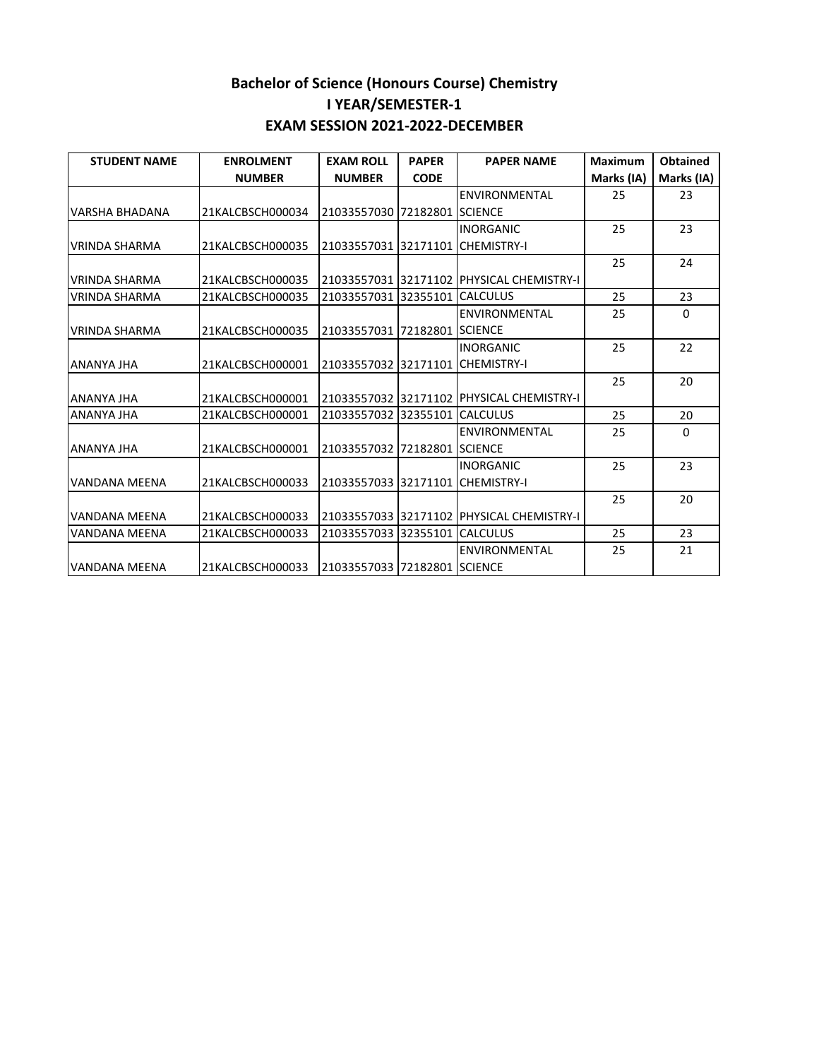**Bachelor of Science (Honours Course) Chemistry**

**I YEAR/SEMESTER-1**

**EXAM SESSION 2021-2022-DECEMBER**

| STUDENT NAME | ENROLMENT NUMBER | EXAM ROLL NUMBER | PAPER CODE | PAPER NAME | Maximum Marks (IA) | Obtained Marks (IA) |
|---|---|---|---|---|---|---|
| VARSHA BHADANA | 21KALCBSCH000034 | 21033557030 | 72182801 | ENVIRONMENTAL SCIENCE | 25 | 23 |
| VRINDA SHARMA | 21KALCBSCH000035 | 21033557031 | 32171101 | INORGANIC CHEMISTRY-I | 25 | 23 |
| VRINDA SHARMA | 21KALCBSCH000035 | 21033557031 | 32171102 | PHYSICAL CHEMISTRY-I | 25 | 24 |
| VRINDA SHARMA | 21KALCBSCH000035 | 21033557031 | 32355101 | CALCULUS | 25 | 23 |
| VRINDA SHARMA | 21KALCBSCH000035 | 21033557031 | 72182801 | ENVIRONMENTAL SCIENCE | 25 | 0 |
| ANANYA JHA | 21KALCBSCH000001 | 21033557032 | 32171101 | INORGANIC CHEMISTRY-I | 25 | 22 |
| ANANYA JHA | 21KALCBSCH000001 | 21033557032 | 32171102 | PHYSICAL CHEMISTRY-I | 25 | 20 |
| ANANYA JHA | 21KALCBSCH000001 | 21033557032 | 32355101 | CALCULUS | 25 | 20 |
| ANANYA JHA | 21KALCBSCH000001 | 21033557032 | 72182801 | ENVIRONMENTAL SCIENCE | 25 | 0 |
| VANDANA MEENA | 21KALCBSCH000033 | 21033557033 | 32171101 | INORGANIC CHEMISTRY-I | 25 | 23 |
| VANDANA MEENA | 21KALCBSCH000033 | 21033557033 | 32171102 | PHYSICAL CHEMISTRY-I | 25 | 20 |
| VANDANA MEENA | 21KALCBSCH000033 | 21033557033 | 32355101 | CALCULUS | 25 | 23 |
| VANDANA MEENA | 21KALCBSCH000033 | 21033557033 | 72182801 | ENVIRONMENTAL SCIENCE | 25 | 21 |